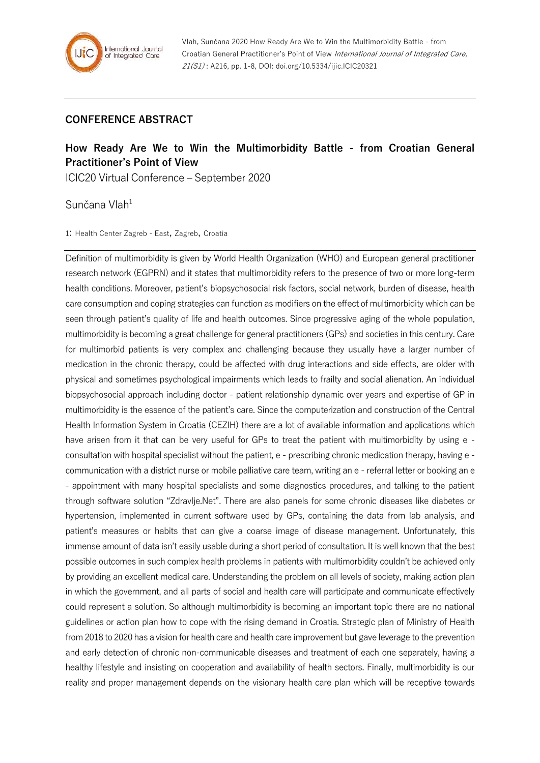## CONFERENCE ABSTRACT

# How Ready Are We to Win the Multimorbidity Battle - from Croatian General Practitioner's Point of View

ICIC20 Virtual Conference – September 2020

Sunčana Vlah[1]

1: Health Center Zagreb - East, Zagreb, Croatia

Definition of multimorbidity is given by World Health Organization (WHO) and European general practitioner research network (EGPRN) and it states that multimorbidity refers to the presence of two or more long-term health conditions. Moreover, patient's biopsychosocial risk factors, social network, burden of disease, health care consumption and coping strategies can function as modifiers on the effect of multimorbidity which can be seen through patient's quality of life and health outcomes. Since progressive aging of the whole population, multimorbidity is becoming a great challenge for general practitioners (GPs) and societies in this century. Care for multimorbid patients is very complex and challenging because they usually have a larger number of medication in the chronic therapy, could be affected with drug interactions and side effects, are older with physical and sometimes psychological impairments which leads to frailty and social alienation. An individual biopsychosocial approach including doctor - patient relationship dynamic over years and expertise of GP in multimorbidity is the essence of the patient's care. Since the computerization and construction of the Central Health Information System in Croatia (CEZIH) there are a lot of available information and applications which have arisen from it that can be very useful for GPs to treat the patient with multimorbidity by using e - consultation with hospital specialist without the patient, e - prescribing chronic medication therapy, having e - communication with a district nurse or mobile palliative care team, writing an e - referral letter or booking an e - appointment with many hospital specialists and some diagnostics procedures, and talking to the patient through software solution "Zdravlje.Net". There are also panels for some chronic diseases like diabetes or hypertension, implemented in current software used by GPs, containing the data from lab analysis, and patient's measures or habits that can give a coarse image of disease management. Unfortunately, this immense amount of data isn't easily usable during a short period of consultation. It is well known that the best possible outcomes in such complex health problems in patients with multimorbidity couldn't be achieved only by providing an excellent medical care. Understanding the problem on all levels of society, making action plan in which the government, and all parts of social and health care will participate and communicate effectively could represent a solution. So although multimorbidity is becoming an important topic there are no national guidelines or action plan how to cope with the rising demand in Croatia. Strategic plan of Ministry of Health from 2018 to 2020 has a vision for health care and health care improvement but gave leverage to the prevention and early detection of chronic non-communicable diseases and treatment of each one separately, having a healthy lifestyle and insisting on cooperation and availability of health sectors. Finally, multimorbidity is our reality and proper management depends on the visionary health care plan which will be receptive towards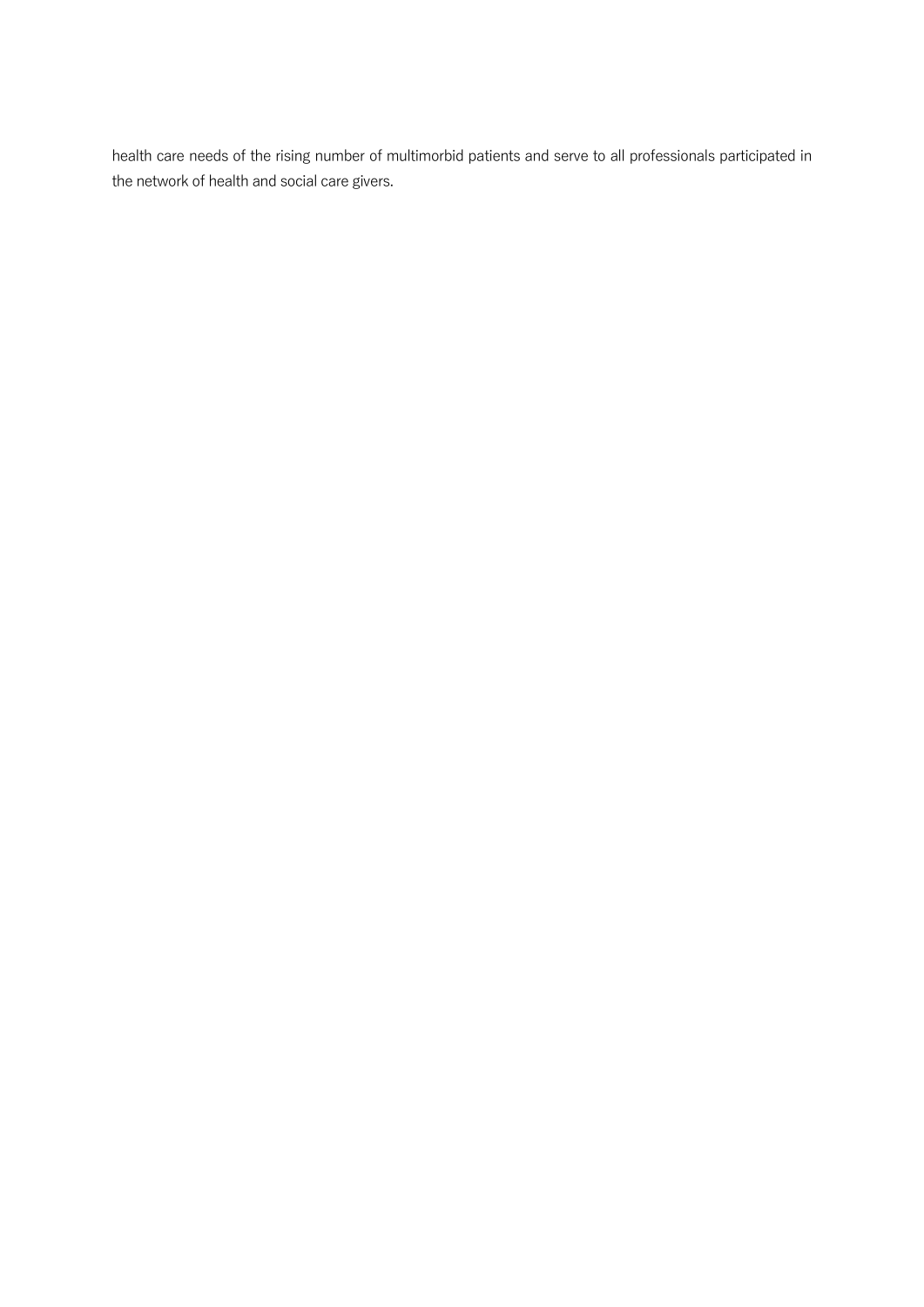health care needs of the rising number of multimorbid patients and serve to all professionals participated in the network of health and social care givers.